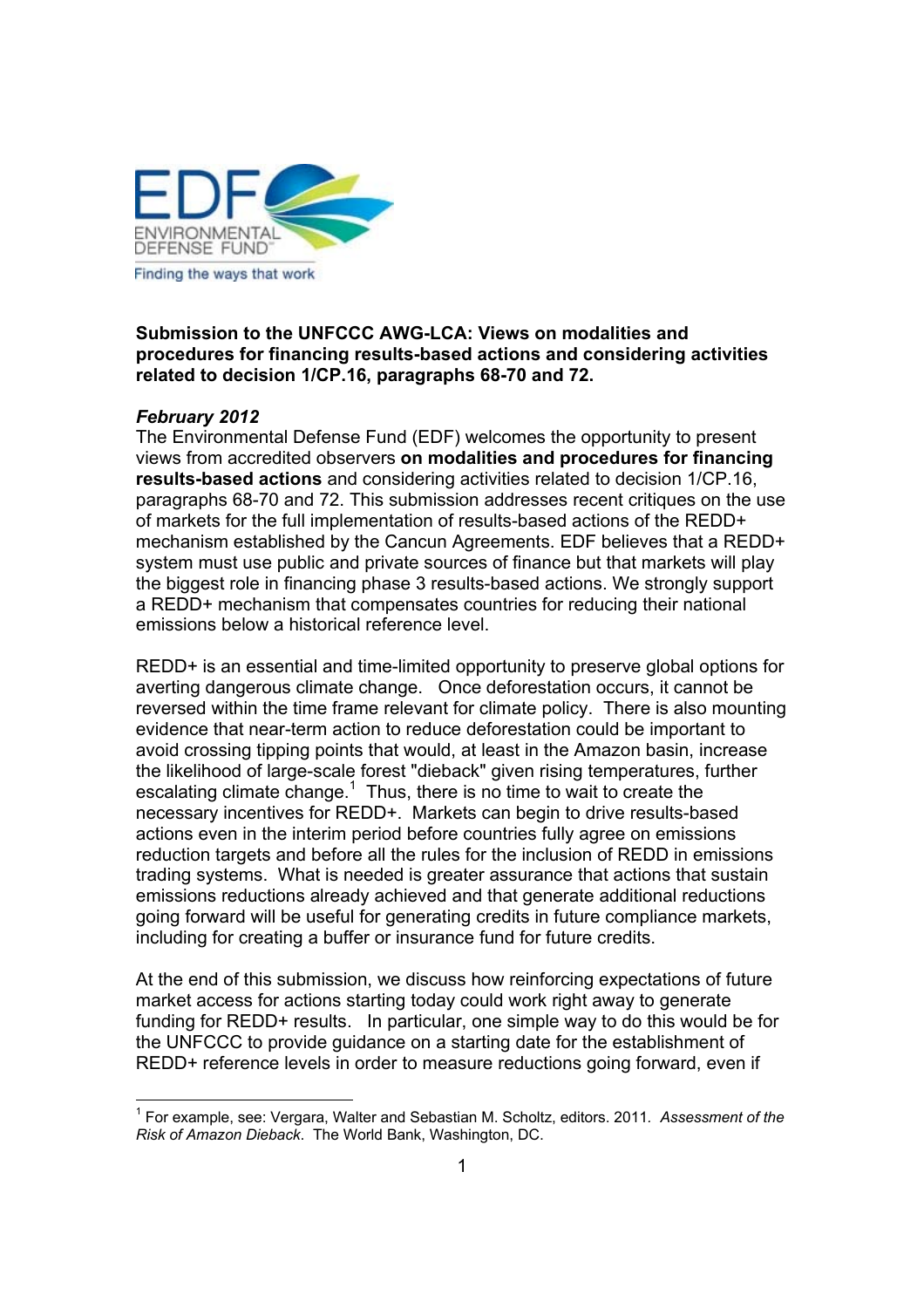**Submission to the UNFCCC AWG-LCA: Views on modalities and procedures for financing results-based actions and considering activities related to decision 1/CP.16, paragraphs 68-70 and 72.**

***February 2012***

The Environmental Defense Fund (EDF) welcomes the opportunity to present views from accredited observers **on modalities and procedures for financing results-based actions** and considering activities related to decision 1/CP.16, paragraphs 68-70 and 72. This submission addresses recent critiques on the use of markets for the full implementation of results-based actions of the REDD+ mechanism established by the Cancun Agreements. EDF believes that a REDD+ system must use public and private sources of finance but that markets will play the biggest role in financing phase 3 results-based actions. We strongly support a REDD+ mechanism that compensates countries for reducing their national emissions below a historical reference level.

REDD+ is an essential and time-limited opportunity to preserve global options for averting dangerous climate change. Once deforestation occurs, it cannot be reversed within the time frame relevant for climate policy. There is also mounting evidence that near-term action to reduce deforestation could be important to avoid crossing tipping points that would, at least in the Amazon basin, increase the likelihood of large-scale forest "dieback" given rising temperatures, further escalating climate change.[1] Thus, there is no time to wait to create the necessary incentives for REDD+. Markets can begin to drive results-based actions even in the interim period before countries fully agree on emissions reduction targets and before all the rules for the inclusion of REDD in emissions trading systems. What is needed is greater assurance that actions that sustain emissions reductions already achieved and that generate additional reductions going forward will be useful for generating credits in future compliance markets, including for creating a buffer or insurance fund for future credits.

At the end of this submission, we discuss how reinforcing expectations of future market access for actions starting today could work right away to generate funding for REDD+ results. In particular, one simple way to do this would be for the UNFCCC to provide guidance on a starting date for the establishment of REDD+ reference levels in order to measure reductions going forward, even if

[1] For example, see: Vergara, Walter and Sebastian M. Scholtz, editors. 2011. *Assessment of the Risk of Amazon Dieback*. The World Bank, Washington, DC.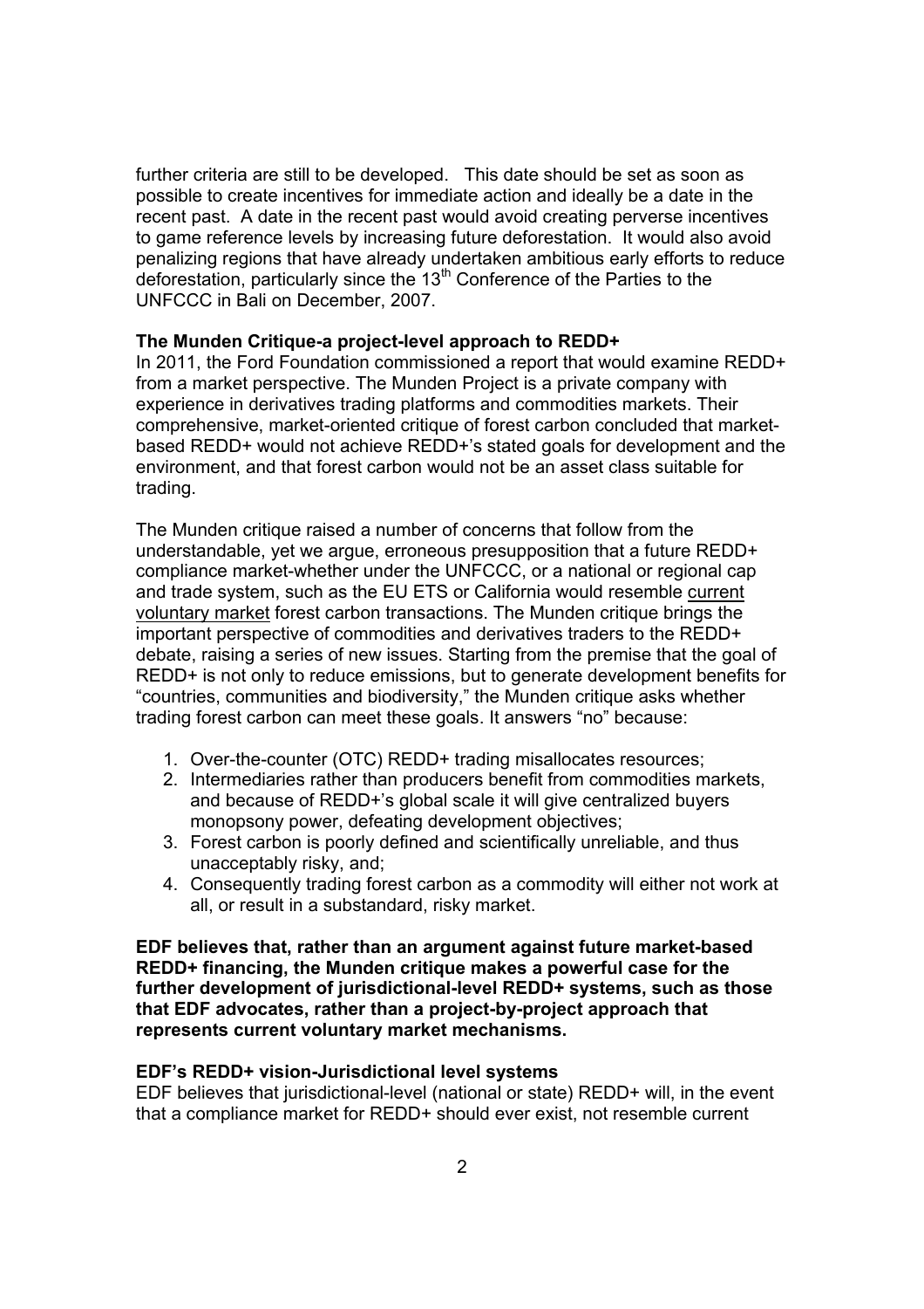further criteria are still to be developed. This date should be set as soon as possible to create incentives for immediate action and ideally be a date in the recent past. A date in the recent past would avoid creating perverse incentives to game reference levels by increasing future deforestation. It would also avoid penalizing regions that have already undertaken ambitious early efforts to reduce deforestation, particularly since the 13th Conference of the Parties to the UNFCCC in Bali on December, 2007.

**The Munden Critique-a project-level approach to REDD+**

In 2011, the Ford Foundation commissioned a report that would examine REDD+ from a market perspective. The Munden Project is a private company with experience in derivatives trading platforms and commodities markets. Their comprehensive, market-oriented critique of forest carbon concluded that market-based REDD+ would not achieve REDD+'s stated goals for development and the environment, and that forest carbon would not be an asset class suitable for trading.

The Munden critique raised a number of concerns that follow from the understandable, yet we argue, erroneous presupposition that a future REDD+ compliance market-whether under the UNFCCC, or a national or regional cap and trade system, such as the EU ETS or California would resemble current voluntary market forest carbon transactions. The Munden critique brings the important perspective of commodities and derivatives traders to the REDD+ debate, raising a series of new issues. Starting from the premise that the goal of REDD+ is not only to reduce emissions, but to generate development benefits for "countries, communities and biodiversity," the Munden critique asks whether trading forest carbon can meet these goals. It answers "no" because:

1. Over-the-counter (OTC) REDD+ trading misallocates resources;
2. Intermediaries rather than producers benefit from commodities markets, and because of REDD+'s global scale it will give centralized buyers monopsony power, defeating development objectives;
3. Forest carbon is poorly defined and scientifically unreliable, and thus unacceptably risky, and;
4. Consequently trading forest carbon as a commodity will either not work at all, or result in a substandard, risky market.

**EDF believes that, rather than an argument against future market-based REDD+ financing, the Munden critique makes a powerful case for the further development of jurisdictional-level REDD+ systems, such as those that EDF advocates, rather than a project-by-project approach that represents current voluntary market mechanisms.**

**EDF's REDD+ vision-Jurisdictional level systems**

EDF believes that jurisdictional-level (national or state) REDD+ will, in the event that a compliance market for REDD+ should ever exist, not resemble current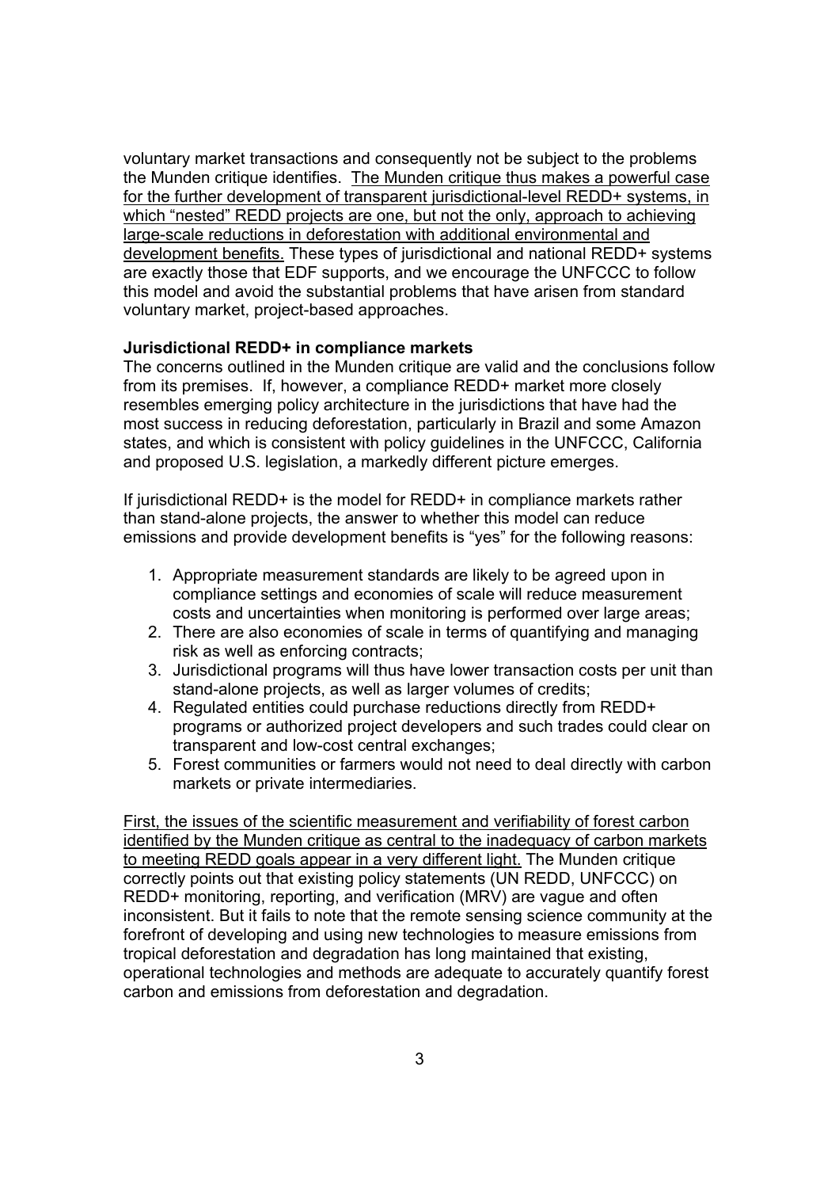voluntary market transactions and consequently not be subject to the problems the Munden critique identifies. <u>The Munden critique thus makes a powerful case for the further development of transparent jurisdictional-level REDD+ systems, in which "nested" REDD projects are one, but not the only, approach to achieving large-scale reductions in deforestation with additional environmental and development benefits.</u> These types of jurisdictional and national REDD+ systems are exactly those that EDF supports, and we encourage the UNFCCC to follow this model and avoid the substantial problems that have arisen from standard voluntary market, project-based approaches.

**Jurisdictional REDD+ in compliance markets**

The concerns outlined in the Munden critique are valid and the conclusions follow from its premises. If, however, a compliance REDD+ market more closely resembles emerging policy architecture in the jurisdictions that have had the most success in reducing deforestation, particularly in Brazil and some Amazon states, and which is consistent with policy guidelines in the UNFCCC, California and proposed U.S. legislation, a markedly different picture emerges.

If jurisdictional REDD+ is the model for REDD+ in compliance markets rather than stand-alone projects, the answer to whether this model can reduce emissions and provide development benefits is "yes" for the following reasons:

1. Appropriate measurement standards are likely to be agreed upon in compliance settings and economies of scale will reduce measurement costs and uncertainties when monitoring is performed over large areas;
2. There are also economies of scale in terms of quantifying and managing risk as well as enforcing contracts;
3. Jurisdictional programs will thus have lower transaction costs per unit than stand-alone projects, as well as larger volumes of credits;
4. Regulated entities could purchase reductions directly from REDD+ programs or authorized project developers and such trades could clear on transparent and low-cost central exchanges;
5. Forest communities or farmers would not need to deal directly with carbon markets or private intermediaries.

<u>First, the issues of the scientific measurement and verifiability of forest carbon identified by the Munden critique as central to the inadequacy of carbon markets to meeting REDD goals appear in a very different light.</u> The Munden critique correctly points out that existing policy statements (UN REDD, UNFCCC) on REDD+ monitoring, reporting, and verification (MRV) are vague and often inconsistent. But it fails to note that the remote sensing science community at the forefront of developing and using new technologies to measure emissions from tropical deforestation and degradation has long maintained that existing, operational technologies and methods are adequate to accurately quantify forest carbon and emissions from deforestation and degradation.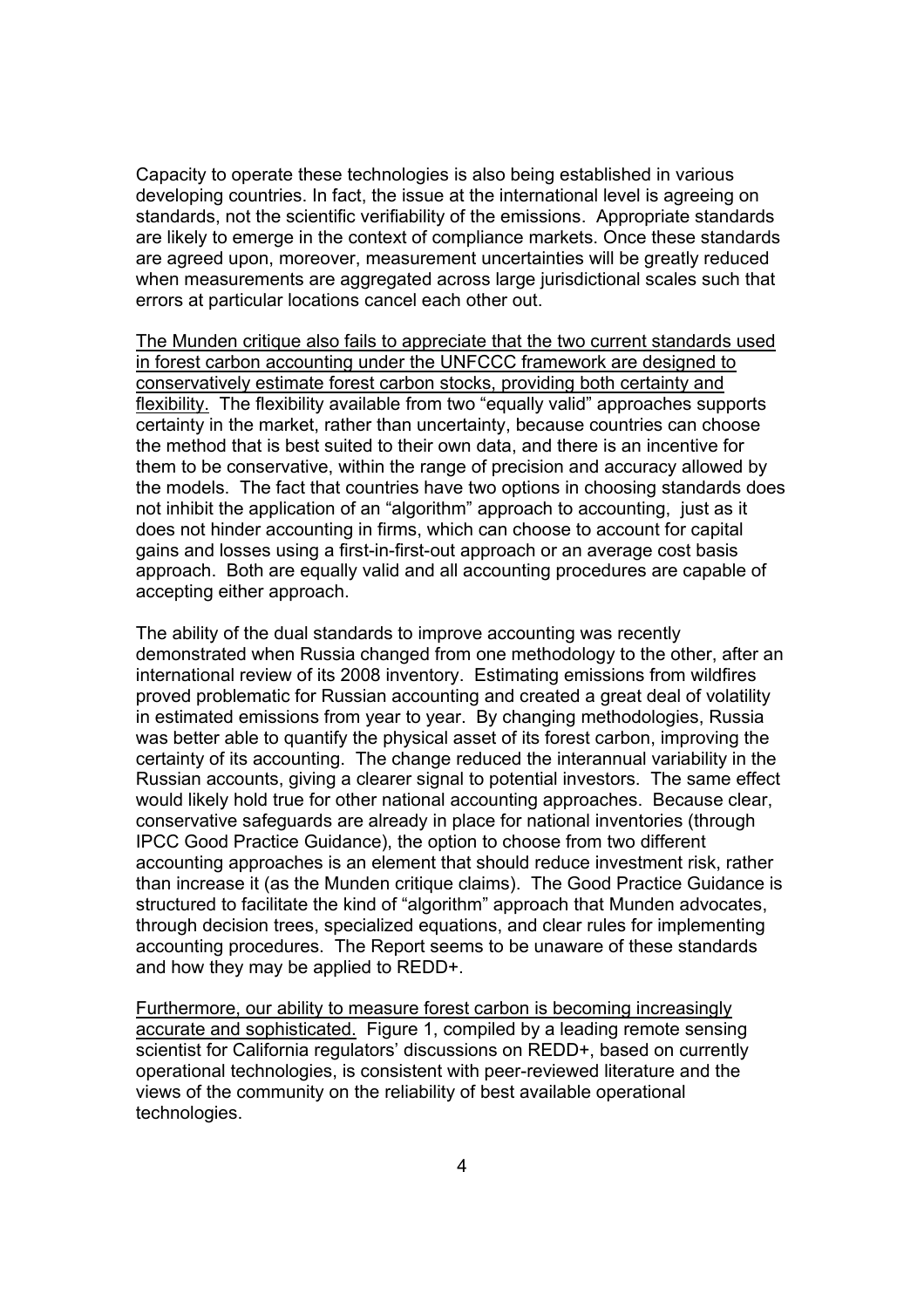Capacity to operate these technologies is also being established in various developing countries. In fact, the issue at the international level is agreeing on standards, not the scientific verifiability of the emissions. Appropriate standards are likely to emerge in the context of compliance markets. Once these standards are agreed upon, moreover, measurement uncertainties will be greatly reduced when measurements are aggregated across large jurisdictional scales such that errors at particular locations cancel each other out.

<u>The Munden critique also fails to appreciate that the two current standards used in forest carbon accounting under the UNFCCC framework are designed to conservatively estimate forest carbon stocks, providing both certainty and flexibility.</u> The flexibility available from two "equally valid" approaches supports certainty in the market, rather than uncertainty, because countries can choose the method that is best suited to their own data, and there is an incentive for them to be conservative, within the range of precision and accuracy allowed by the models. The fact that countries have two options in choosing standards does not inhibit the application of an "algorithm" approach to accounting, just as it does not hinder accounting in firms, which can choose to account for capital gains and losses using a first-in-first-out approach or an average cost basis approach. Both are equally valid and all accounting procedures are capable of accepting either approach.

The ability of the dual standards to improve accounting was recently demonstrated when Russia changed from one methodology to the other, after an international review of its 2008 inventory. Estimating emissions from wildfires proved problematic for Russian accounting and created a great deal of volatility in estimated emissions from year to year. By changing methodologies, Russia was better able to quantify the physical asset of its forest carbon, improving the certainty of its accounting. The change reduced the interannual variability in the Russian accounts, giving a clearer signal to potential investors. The same effect would likely hold true for other national accounting approaches. Because clear, conservative safeguards are already in place for national inventories (through IPCC Good Practice Guidance), the option to choose from two different accounting approaches is an element that should reduce investment risk, rather than increase it (as the Munden critique claims). The Good Practice Guidance is structured to facilitate the kind of "algorithm" approach that Munden advocates, through decision trees, specialized equations, and clear rules for implementing accounting procedures. The Report seems to be unaware of these standards and how they may be applied to REDD+.

<u>Furthermore, our ability to measure forest carbon is becoming increasingly accurate and sophisticated.</u> Figure 1, compiled by a leading remote sensing scientist for California regulators' discussions on REDD+, based on currently operational technologies, is consistent with peer-reviewed literature and the views of the community on the reliability of best available operational technologies.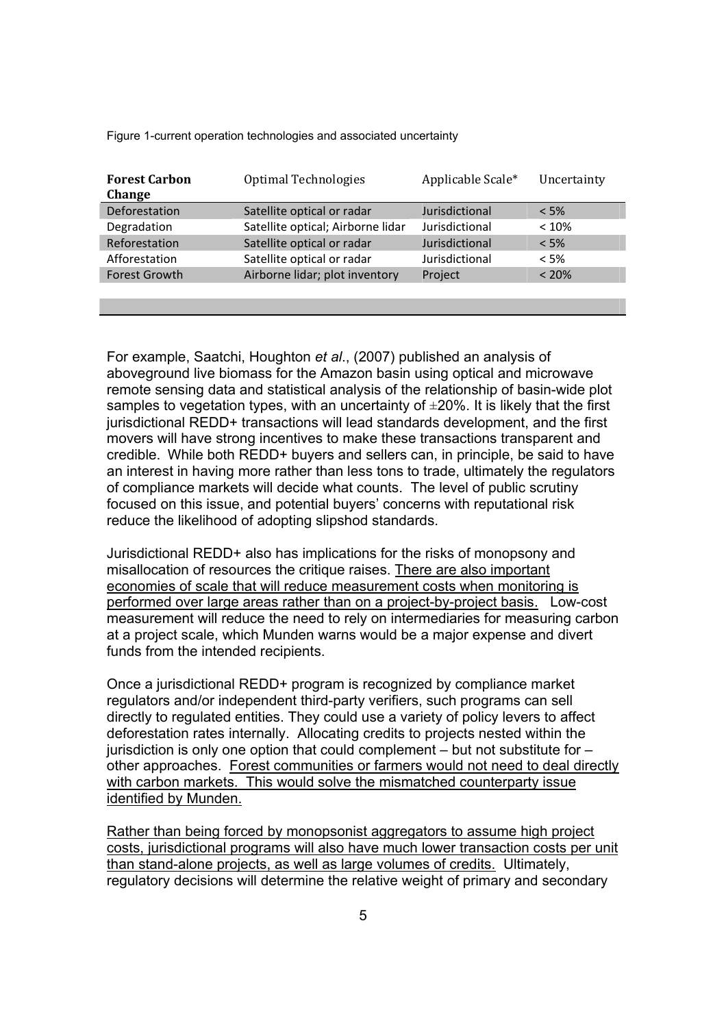Figure 1-current operation technologies and associated uncertainty

| Forest Carbon Change | Optimal Technologies | Applicable Scale* | Uncertainty |
|---|---|---|---|
| Deforestation | Satellite optical or radar | Jurisdictional | < 5% |
| Degradation | Satellite optical; Airborne lidar | Jurisdictional | < 10% |
| Reforestation | Satellite optical or radar | Jurisdictional | < 5% |
| Afforestation | Satellite optical or radar | Jurisdictional | < 5% |
| Forest Growth | Airborne lidar; plot inventory | Project | < 20% |

For example, Saatchi, Houghton *et al*., (2007) published an analysis of aboveground live biomass for the Amazon basin using optical and microwave remote sensing data and statistical analysis of the relationship of basin-wide plot samples to vegetation types, with an uncertainty of ±20%. It is likely that the first jurisdictional REDD+ transactions will lead standards development, and the first movers will have strong incentives to make these transactions transparent and credible. While both REDD+ buyers and sellers can, in principle, be said to have an interest in having more rather than less tons to trade, ultimately the regulators of compliance markets will decide what counts. The level of public scrutiny focused on this issue, and potential buyers' concerns with reputational risk reduce the likelihood of adopting slipshod standards.

Jurisdictional REDD+ also has implications for the risks of monopsony and misallocation of resources the critique raises. <u>There are also important economies of scale that will reduce measurement costs when monitoring is performed over large areas rather than on a project-by-project basis.</u> Low-cost measurement will reduce the need to rely on intermediaries for measuring carbon at a project scale, which Munden warns would be a major expense and divert funds from the intended recipients.

Once a jurisdictional REDD+ program is recognized by compliance market regulators and/or independent third-party verifiers, such programs can sell directly to regulated entities. They could use a variety of policy levers to affect deforestation rates internally. Allocating credits to projects nested within the jurisdiction is only one option that could complement – but not substitute for – other approaches. <u>Forest communities or farmers would not need to deal directly with carbon markets. This would solve the mismatched counterparty issue identified by Munden.</u>

<u>Rather than being forced by monopsonist aggregators to assume high project costs, jurisdictional programs will also have much lower transaction costs per unit than stand-alone projects, as well as large volumes of credits.</u> Ultimately, regulatory decisions will determine the relative weight of primary and secondary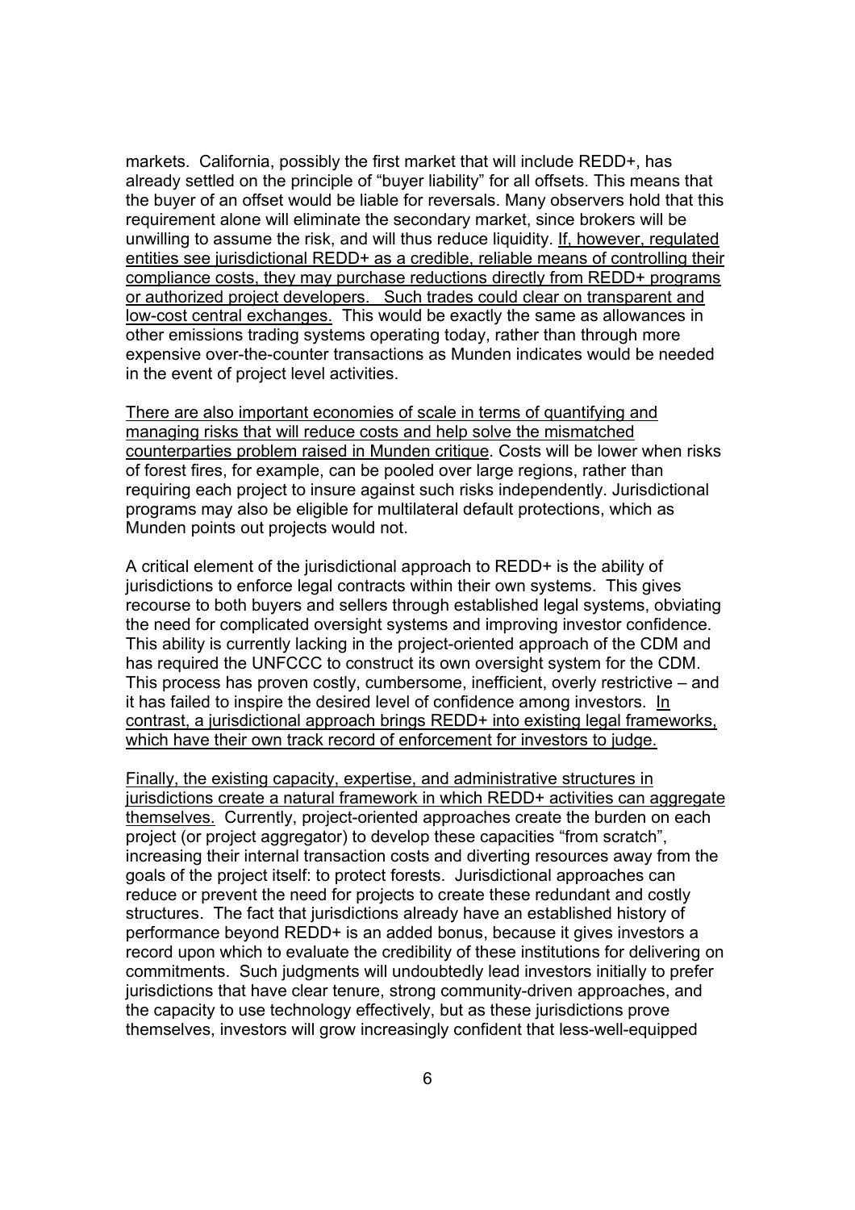markets. California, possibly the first market that will include REDD+, has already settled on the principle of "buyer liability" for all offsets. This means that the buyer of an offset would be liable for reversals. Many observers hold that this requirement alone will eliminate the secondary market, since brokers will be unwilling to assume the risk, and will thus reduce liquidity. <u>If, however, regulated entities see jurisdictional REDD+ as a credible, reliable means of controlling their compliance costs, they may purchase reductions directly from REDD+ programs or authorized project developers. Such trades could clear on transparent and low-cost central exchanges.</u> This would be exactly the same as allowances in other emissions trading systems operating today, rather than through more expensive over-the-counter transactions as Munden indicates would be needed in the event of project level activities.

<u>There are also important economies of scale in terms of quantifying and managing risks that will reduce costs and help solve the mismatched counterparties problem raised in Munden critique</u>. Costs will be lower when risks of forest fires, for example, can be pooled over large regions, rather than requiring each project to insure against such risks independently. Jurisdictional programs may also be eligible for multilateral default protections, which as Munden points out projects would not.

A critical element of the jurisdictional approach to REDD+ is the ability of jurisdictions to enforce legal contracts within their own systems. This gives recourse to both buyers and sellers through established legal systems, obviating the need for complicated oversight systems and improving investor confidence. This ability is currently lacking in the project-oriented approach of the CDM and has required the UNFCCC to construct its own oversight system for the CDM. This process has proven costly, cumbersome, inefficient, overly restrictive – and it has failed to inspire the desired level of confidence among investors. <u>In contrast, a jurisdictional approach brings REDD+ into existing legal frameworks, which have their own track record of enforcement for investors to judge.</u>

<u>Finally, the existing capacity, expertise, and administrative structures in jurisdictions create a natural framework in which REDD+ activities can aggregate themselves.</u> Currently, project-oriented approaches create the burden on each project (or project aggregator) to develop these capacities "from scratch", increasing their internal transaction costs and diverting resources away from the goals of the project itself: to protect forests. Jurisdictional approaches can reduce or prevent the need for projects to create these redundant and costly structures. The fact that jurisdictions already have an established history of performance beyond REDD+ is an added bonus, because it gives investors a record upon which to evaluate the credibility of these institutions for delivering on commitments. Such judgments will undoubtedly lead investors initially to prefer jurisdictions that have clear tenure, strong community-driven approaches, and the capacity to use technology effectively, but as these jurisdictions prove themselves, investors will grow increasingly confident that less-well-equipped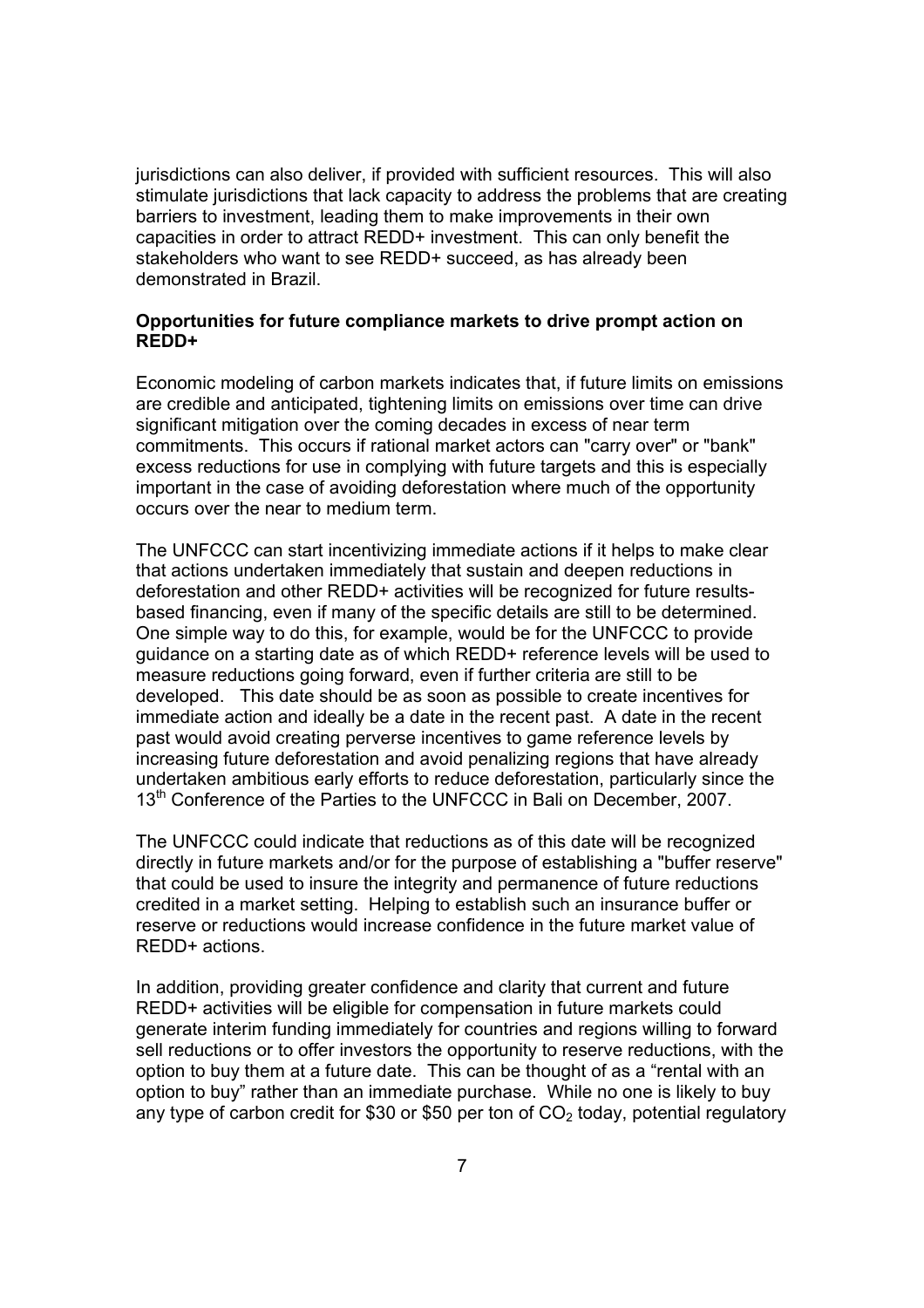jurisdictions can also deliver, if provided with sufficient resources. This will also stimulate jurisdictions that lack capacity to address the problems that are creating barriers to investment, leading them to make improvements in their own capacities in order to attract REDD+ investment. This can only benefit the stakeholders who want to see REDD+ succeed, as has already been demonstrated in Brazil.

**Opportunities for future compliance markets to drive prompt action on REDD+**

Economic modeling of carbon markets indicates that, if future limits on emissions are credible and anticipated, tightening limits on emissions over time can drive significant mitigation over the coming decades in excess of near term commitments. This occurs if rational market actors can "carry over" or "bank" excess reductions for use in complying with future targets and this is especially important in the case of avoiding deforestation where much of the opportunity occurs over the near to medium term.

The UNFCCC can start incentivizing immediate actions if it helps to make clear that actions undertaken immediately that sustain and deepen reductions in deforestation and other REDD+ activities will be recognized for future results-based financing, even if many of the specific details are still to be determined. One simple way to do this, for example, would be for the UNFCCC to provide guidance on a starting date as of which REDD+ reference levels will be used to measure reductions going forward, even if further criteria are still to be developed. This date should be as soon as possible to create incentives for immediate action and ideally be a date in the recent past. A date in the recent past would avoid creating perverse incentives to game reference levels by increasing future deforestation and avoid penalizing regions that have already undertaken ambitious early efforts to reduce deforestation, particularly since the 13th Conference of the Parties to the UNFCCC in Bali on December, 2007.

The UNFCCC could indicate that reductions as of this date will be recognized directly in future markets and/or for the purpose of establishing a "buffer reserve" that could be used to insure the integrity and permanence of future reductions credited in a market setting. Helping to establish such an insurance buffer or reserve or reductions would increase confidence in the future market value of REDD+ actions.

In addition, providing greater confidence and clarity that current and future REDD+ activities will be eligible for compensation in future markets could generate interim funding immediately for countries and regions willing to forward sell reductions or to offer investors the opportunity to reserve reductions, with the option to buy them at a future date. This can be thought of as a "rental with an option to buy" rather than an immediate purchase. While no one is likely to buy any type of carbon credit for \$30 or \$50 per ton of $CO_2$ today, potential regulatory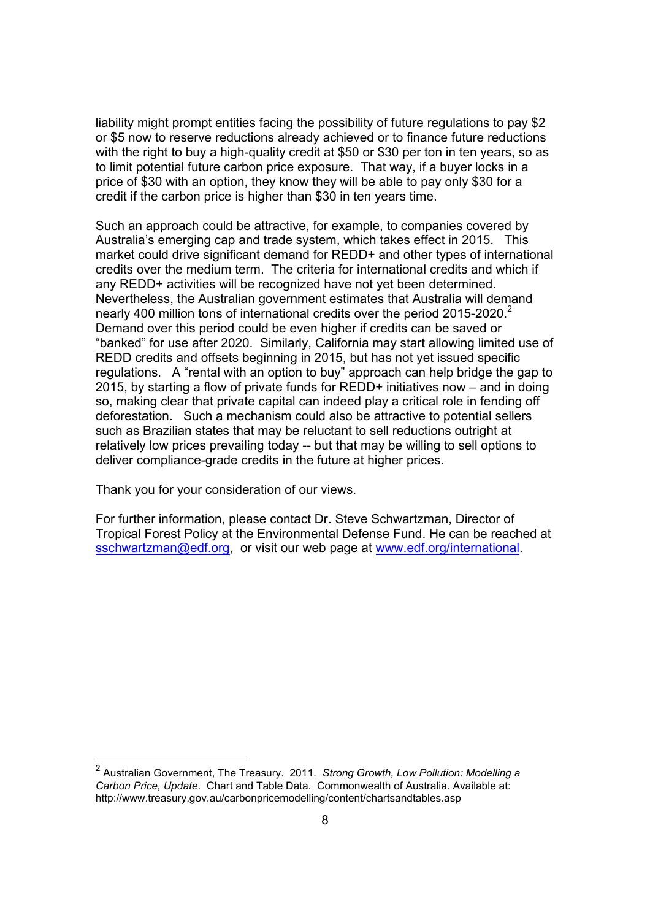liability might prompt entities facing the possibility of future regulations to pay $2 or $5 now to reserve reductions already achieved or to finance future reductions with the right to buy a high-quality credit at $50 or $30 per ton in ten years, so as to limit potential future carbon price exposure. That way, if a buyer locks in a price of $30 with an option, they know they will be able to pay only $30 for a credit if the carbon price is higher than $30 in ten years time.

Such an approach could be attractive, for example, to companies covered by Australia's emerging cap and trade system, which takes effect in 2015. This market could drive significant demand for REDD+ and other types of international credits over the medium term. The criteria for international credits and which if any REDD+ activities will be recognized have not yet been determined. Nevertheless, the Australian government estimates that Australia will demand nearly 400 million tons of international credits over the period 2015-2020.[2] Demand over this period could be even higher if credits can be saved or "banked" for use after 2020. Similarly, California may start allowing limited use of REDD credits and offsets beginning in 2015, but has not yet issued specific regulations. A "rental with an option to buy" approach can help bridge the gap to 2015, by starting a flow of private funds for REDD+ initiatives now – and in doing so, making clear that private capital can indeed play a critical role in fending off deforestation. Such a mechanism could also be attractive to potential sellers such as Brazilian states that may be reluctant to sell reductions outright at relatively low prices prevailing today -- but that may be willing to sell options to deliver compliance-grade credits in the future at higher prices.

Thank you for your consideration of our views.

For further information, please contact Dr. Steve Schwartzman, Director of Tropical Forest Policy at the Environmental Defense Fund. He can be reached at [sschwartzman@edf.org](mailto:sschwartzman@edf.org), or visit our web page at [www.edf.org/international](http://www.edf.org/international).

---

[2] Australian Government, The Treasury. 2011. *Strong Growth, Low Pollution: Modelling a Carbon Price, Update*. Chart and Table Data. Commonwealth of Australia. Available at: http://www.treasury.gov.au/carbonpricemodelling/content/chartsandtables.asp